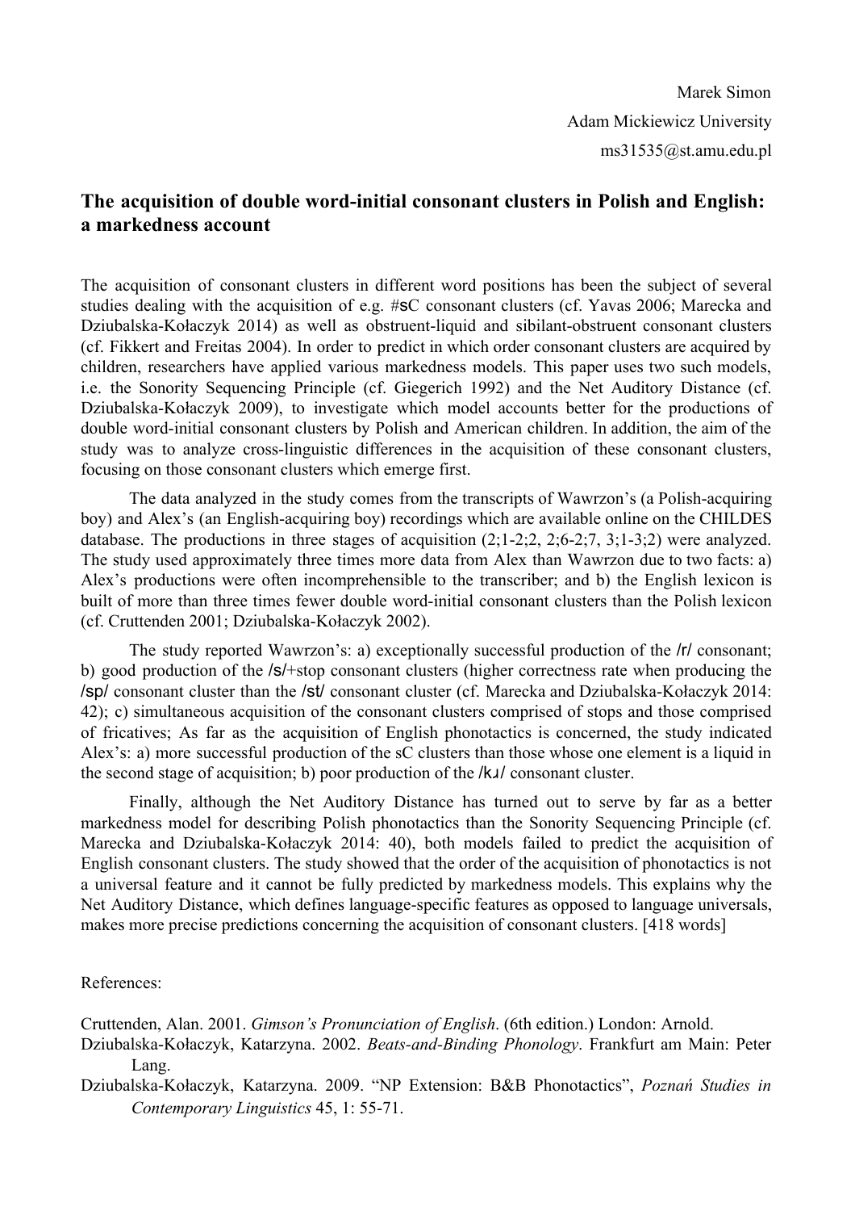Marek Simon
Adam Mickiewicz University
ms31535@st.amu.edu.pl

## The acquisition of double word-initial consonant clusters in Polish and English: a markedness account

The acquisition of consonant clusters in different word positions has been the subject of several studies dealing with the acquisition of e.g. #sC consonant clusters (cf. Yavas 2006; Marecka and Dziubalska-Kołaczyk 2014) as well as obstruent-liquid and sibilant-obstruent consonant clusters (cf. Fikkert and Freitas 2004). In order to predict in which order consonant clusters are acquired by children, researchers have applied various markedness models. This paper uses two such models, i.e. the Sonority Sequencing Principle (cf. Giegerich 1992) and the Net Auditory Distance (cf. Dziubalska-Kołaczyk 2009), to investigate which model accounts better for the productions of double word-initial consonant clusters by Polish and American children. In addition, the aim of the study was to analyze cross-linguistic differences in the acquisition of these consonant clusters, focusing on those consonant clusters which emerge first.

The data analyzed in the study comes from the transcripts of Wawrzon's (a Polish-acquiring boy) and Alex's (an English-acquiring boy) recordings which are available online on the CHILDES database. The productions in three stages of acquisition (2;1-2;2, 2;6-2;7, 3;1-3;2) were analyzed. The study used approximately three times more data from Alex than Wawrzon due to two facts: a) Alex's productions were often incomprehensible to the transcriber; and b) the English lexicon is built of more than three times fewer double word-initial consonant clusters than the Polish lexicon (cf. Cruttenden 2001; Dziubalska-Kołaczyk 2002).

The study reported Wawrzon's: a) exceptionally successful production of the /r/ consonant; b) good production of the /s/+stop consonant clusters (higher correctness rate when producing the /sp/ consonant cluster than the /st/ consonant cluster (cf. Marecka and Dziubalska-Kołaczyk 2014: 42); c) simultaneous acquisition of the consonant clusters comprised of stops and those comprised of fricatives; As far as the acquisition of English phonotactics is concerned, the study indicated Alex's: a) more successful production of the sC clusters than those whose one element is a liquid in the second stage of acquisition; b) poor production of the /kɹ/ consonant cluster.

Finally, although the Net Auditory Distance has turned out to serve by far as a better markedness model for describing Polish phonotactics than the Sonority Sequencing Principle (cf. Marecka and Dziubalska-Kołaczyk 2014: 40), both models failed to predict the acquisition of English consonant clusters. The study showed that the order of the acquisition of phonotactics is not a universal feature and it cannot be fully predicted by markedness models. This explains why the Net Auditory Distance, which defines language-specific features as opposed to language universals, makes more precise predictions concerning the acquisition of consonant clusters. [418 words]

References:

Cruttenden, Alan. 2001. *Gimson's Pronunciation of English*. (6th edition.) London: Arnold.

Dziubalska-Kołaczyk, Katarzyna. 2002. *Beats-and-Binding Phonology*. Frankfurt am Main: Peter Lang.

Dziubalska-Kołaczyk, Katarzyna. 2009. "NP Extension: B&B Phonotactics", *Poznań Studies in Contemporary Linguistics* 45, 1: 55-71.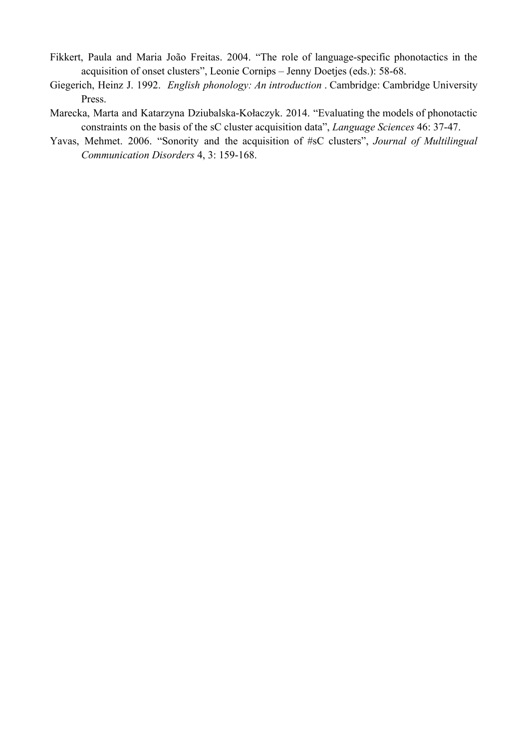Fikkert, Paula and Maria João Freitas. 2004. "The role of language-specific phonotactics in the acquisition of onset clusters", Leonie Cornips – Jenny Doetjes (eds.): 58-68.

Giegerich, Heinz J. 1992. *English phonology: An introduction*. Cambridge: Cambridge University Press.

Marecka, Marta and Katarzyna Dziubalska-Kołaczyk. 2014. "Evaluating the models of phonotactic constraints on the basis of the sC cluster acquisition data", *Language Sciences* 46: 37-47.

Yavas, Mehmet. 2006. "Sonority and the acquisition of #sC clusters", *Journal of Multilingual Communication Disorders* 4, 3: 159-168.